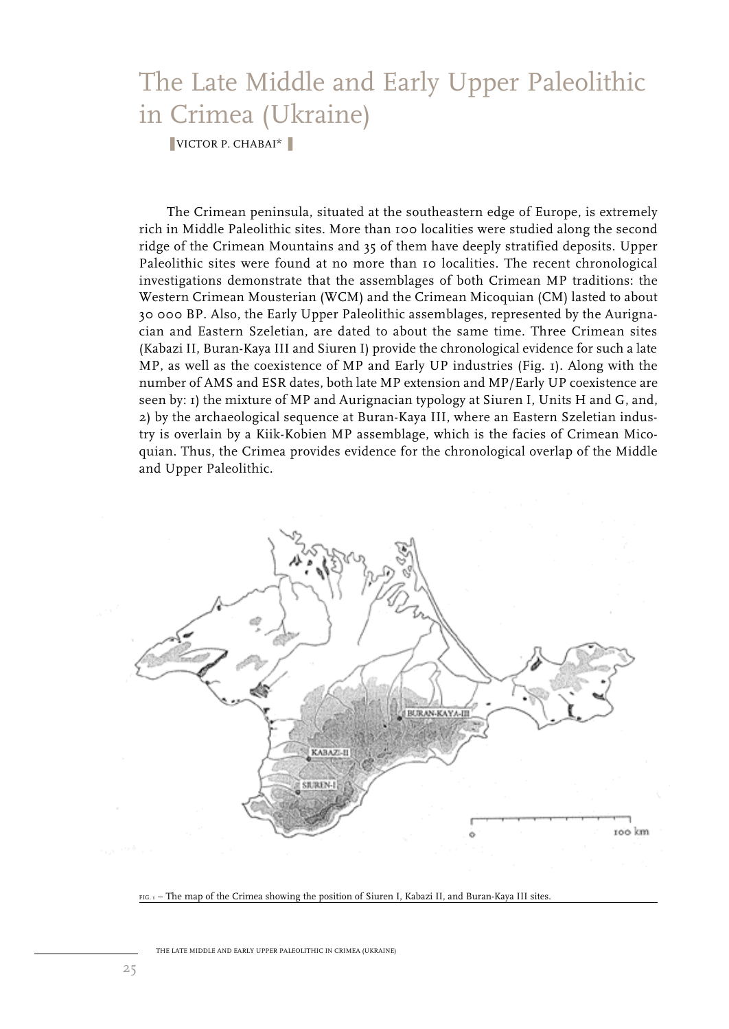# The Late Middle and Early Upper Paleolithic in Crimea (Ukraine)

VICTOR P. CHABAI*

The Crimean peninsula, situated at the southeastern edge of Europe, is extremely rich in Middle Paleolithic sites. More than 100 localities were studied along the second ridge of the Crimean Mountains and 35 of them have deeply stratified deposits. Upper Paleolithic sites were found at no more than 10 localities. The recent chronological investigations demonstrate that the assemblages of both Crimean MP traditions: the Western Crimean Mousterian (WCM) and the Crimean Micoquian (CM) lasted to about 30 000 BP. Also, the Early Upper Paleolithic assemblages, represented by the Aurignacian and Eastern Szeletian, are dated to about the same time. Three Crimean sites (Kabazi II, Buran-Kaya III and Siuren I) provide the chronological evidence for such a late MP, as well as the coexistence of MP and Early UP industries (Fig. 1). Along with the number of AMS and ESR dates, both late MP extension and MP/Early UP coexistence are seen by: 1) the mixture of MP and Aurignacian typology at Siuren I, Units H and G, and, 2) by the archaeological sequence at Buran-Kaya III, where an Eastern Szeletian industry is overlain by a Kiik-Kobien MP assemblage, which is the facies of Crimean Micoquian. Thus, the Crimea provides evidence for the chronological overlap of the Middle and Upper Paleolithic.

FIG. 1 – The map of the Crimea showing the position of Siuren I, Kabazi II, and Buran-Kaya III sites.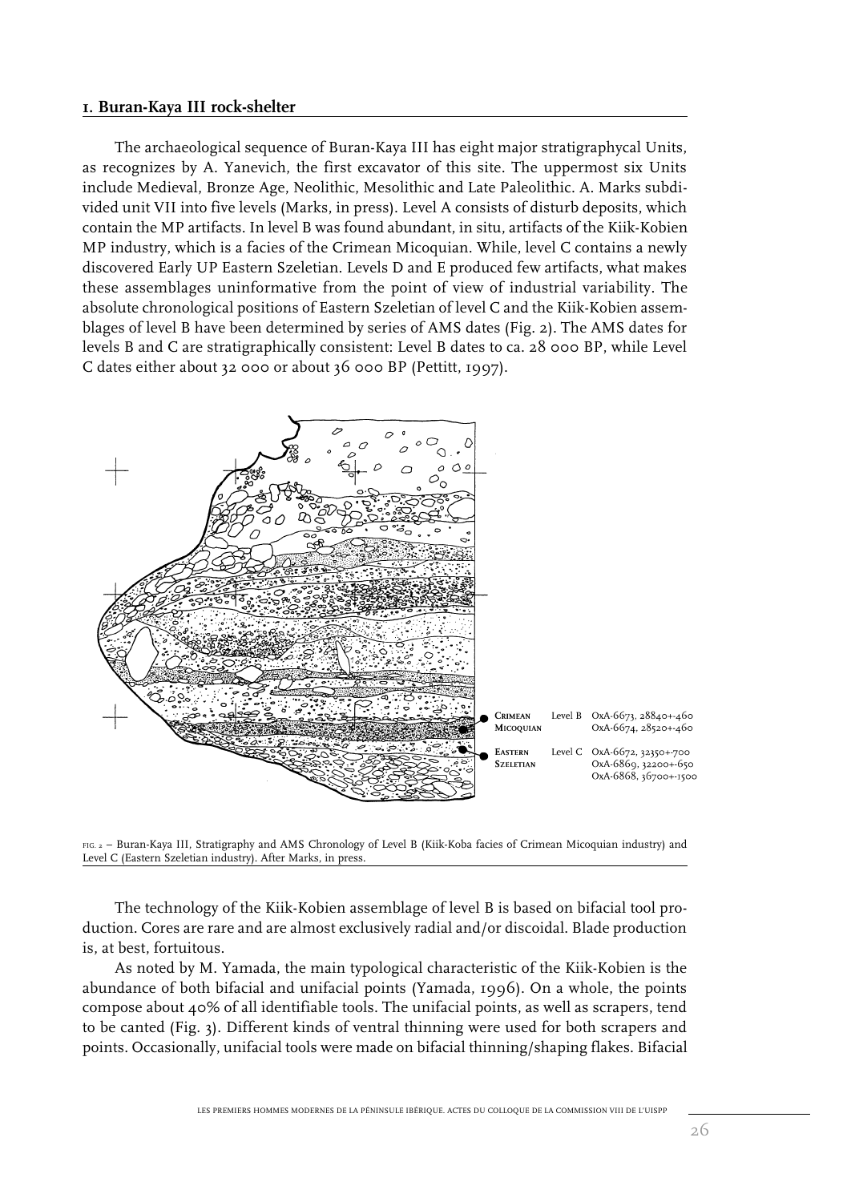## 1. Buran-Kaya III rock-shelter

The archaeological sequence of Buran-Kaya III has eight major stratigraphycal Units, as recognizes by A. Yanevich, the first excavator of this site. The uppermost six Units include Medieval, Bronze Age, Neolithic, Mesolithic and Late Paleolithic. A. Marks subdivided unit VII into five levels (Marks, in press). Level A consists of disturb deposits, which contain the MP artifacts. In level B was found abundant, in situ, artifacts of the Kiik-Kobien MP industry, which is a facies of the Crimean Micoquian. While, level C contains a newly discovered Early UP Eastern Szeletian. Levels D and E produced few artifacts, what makes these assemblages uninformative from the point of view of industrial variability. The absolute chronological positions of Eastern Szeletian of level C and the Kiik-Kobien assemblages of level B have been determined by series of AMS dates (Fig. 2). The AMS dates for levels B and C are stratigraphically consistent: Level B dates to ca. 28 000 BP, while Level C dates either about 32 000 or about 36 000 BP (Pettitt, 1997).

Crimean Micoquian — Level B — OxA-6673, 28840+-460; OxA-6674, 28520+-460

Eastern Szeletian — Level C — OxA-6672, 32350+-700; OxA-6869, 32200+-650; OxA-6868, 36700+-1500

Fig. 2 – Buran-Kaya III, Stratigraphy and AMS Chronology of Level B (Kiik-Koba facies of Crimean Micoquian industry) and Level C (Eastern Szeletian industry). After Marks, in press.

The technology of the Kiik-Kobien assemblage of level B is based on bifacial tool production. Cores are rare and are almost exclusively radial and/or discoidal. Blade production is, at best, fortuitous.

As noted by M. Yamada, the main typological characteristic of the Kiik-Kobien is the abundance of both bifacial and unifacial points (Yamada, 1996). On a whole, the points compose about 40% of all identifiable tools. The unifacial points, as well as scrapers, tend to be canted (Fig. 3). Different kinds of ventral thinning were used for both scrapers and points. Occasionally, unifacial tools were made on bifacial thinning/shaping flakes. Bifacial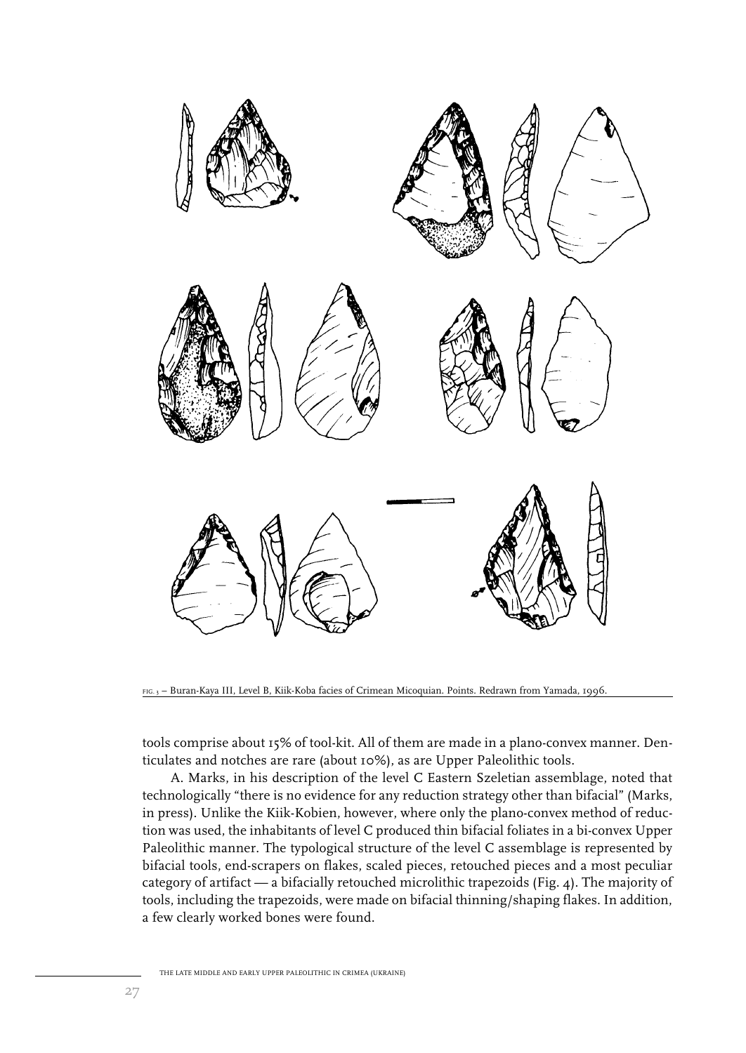FIG. 3 – Buran-Kaya III, Level B, Kiik-Koba facies of Crimean Micoquian. Points. Redrawn from Yamada, 1996.

tools comprise about 15% of tool-kit. All of them are made in a plano-convex manner. Denticulates and notches are rare (about 10%), as are Upper Paleolithic tools.

A. Marks, in his description of the level C Eastern Szeletian assemblage, noted that technologically "there is no evidence for any reduction strategy other than bifacial" (Marks, in press). Unlike the Kiik-Kobien, however, where only the plano-convex method of reduction was used, the inhabitants of level C produced thin bifacial foliates in a bi-convex Upper Paleolithic manner. The typological structure of the level C assemblage is represented by bifacial tools, end-scrapers on flakes, scaled pieces, retouched pieces and a most peculiar category of artifact — a bifacially retouched microlithic trapezoids (Fig. 4). The majority of tools, including the trapezoids, were made on bifacial thinning/shaping flakes. In addition, a few clearly worked bones were found.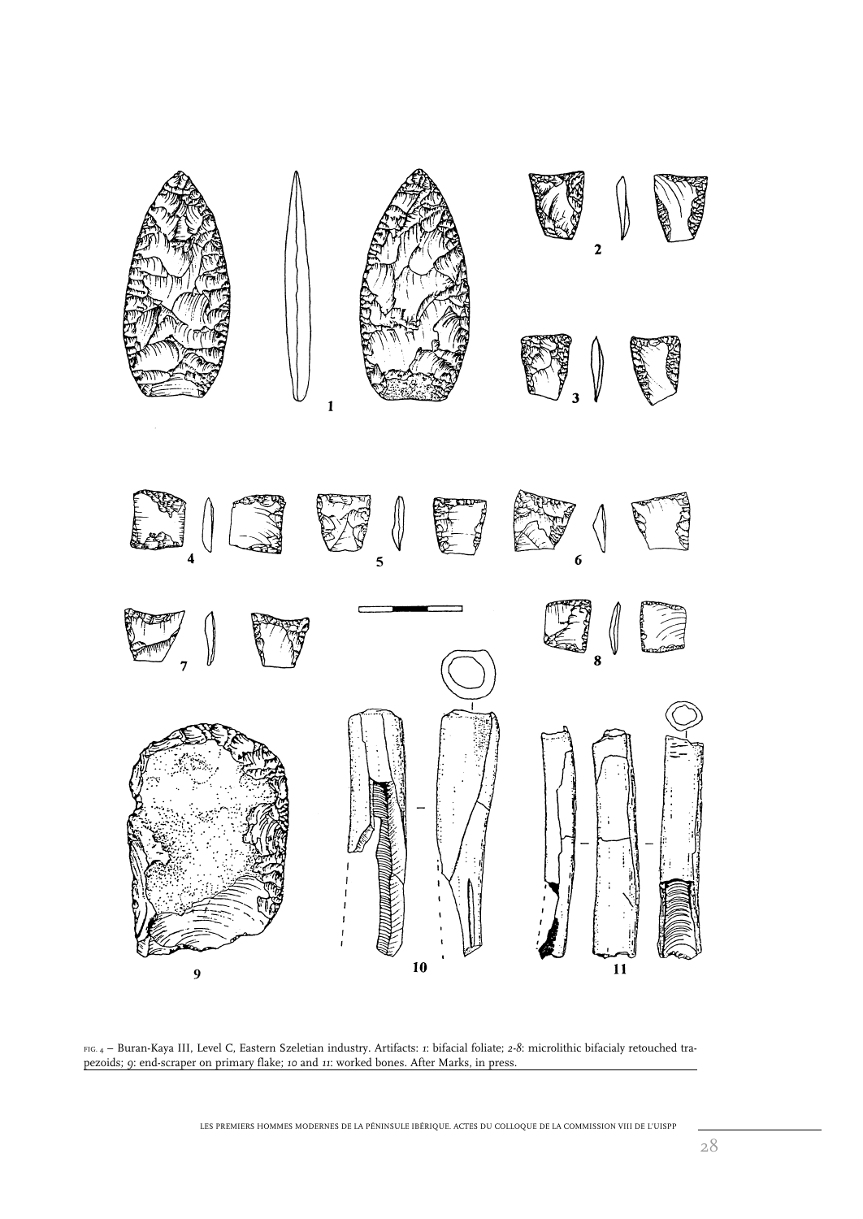FIG. 4 – Buran-Kaya III, Level C, Eastern Szeletian industry. Artifacts: *1*: bifacial foliate; *2-8*: microlithic bifacialy retouched trapezoids; *9*: end-scraper on primary flake; *10* and *11*: worked bones. After Marks, in press.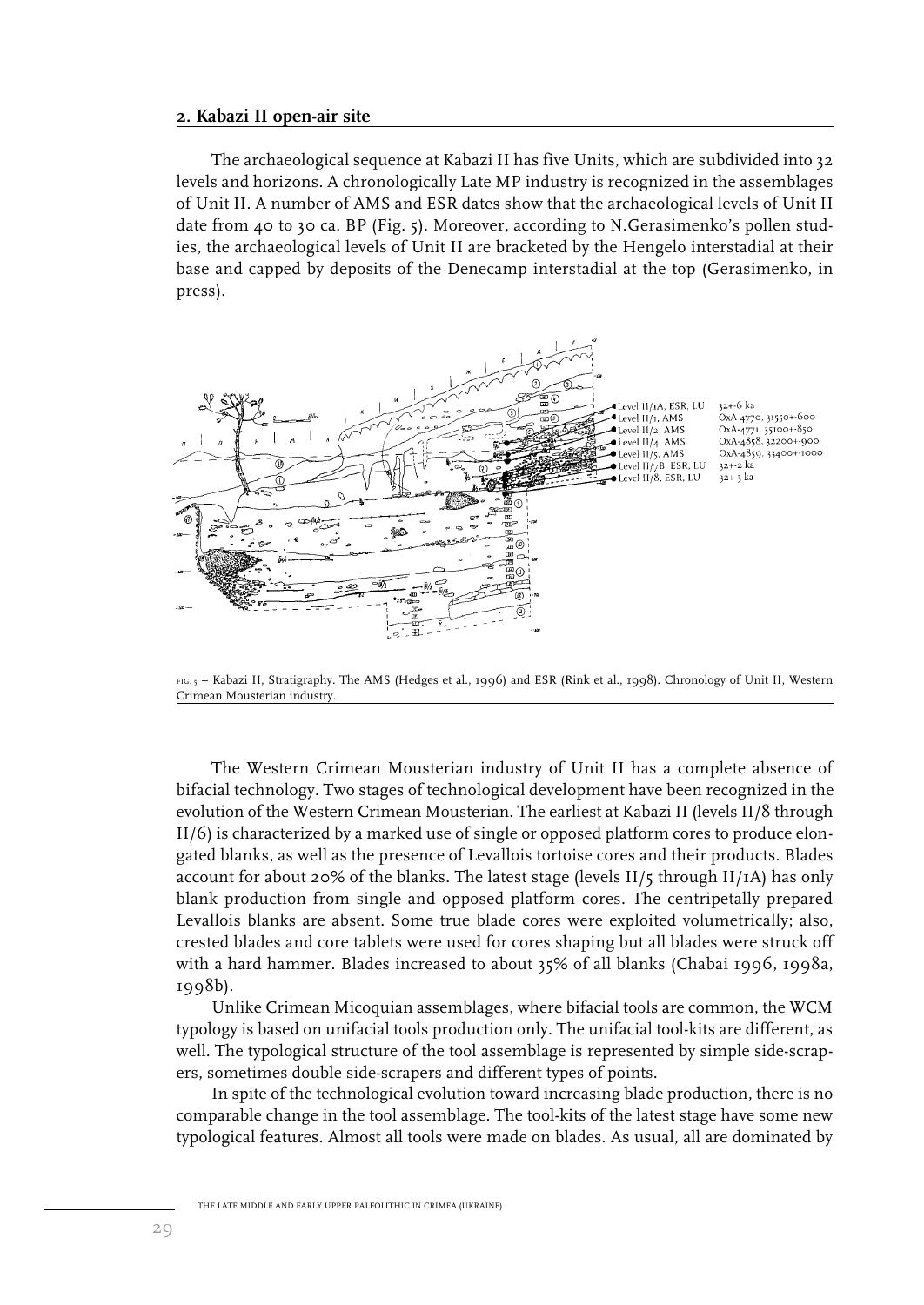## 2. Kabazi II open-air site

The archaeological sequence at Kabazi II has five Units, which are subdivided into 32 levels and horizons. A chronologically Late MP industry is recognized in the assemblages of Unit II. A number of AMS and ESR dates show that the archaeological levels of Unit II date from 40 to 30 ca. BP (Fig. 5). Moreover, according to N.Gerasimenko's pollen studies, the archaeological levels of Unit II are bracketed by the Hengelo interstadial at their base and capped by deposits of the Denecamp interstadial at the top (Gerasimenko, in press).

Level II/1A, ESR, LU — 32+-6 ka
Level II/1, AMS — OxA-4770, 31550+-600
Level II/2, AMS — OxA-4771, 35100+-850
Level II/4, AMS — OxA-4858, 32200+-900
Level II/5, AMS — OxA-4859, 33400+-1000
Level II/7B, ESR, LU — 32+-2 ka
Level II/8, ESR, LU — 32+-3 ka

FIG. 5 – Kabazi II, Stratigraphy. The AMS (Hedges et al., 1996) and ESR (Rink et al., 1998). Chronology of Unit II, Western Crimean Mousterian industry.

The Western Crimean Mousterian industry of Unit II has a complete absence of bifacial technology. Two stages of technological development have been recognized in the evolution of the Western Crimean Mousterian. The earliest at Kabazi II (levels II/8 through II/6) is characterized by a marked use of single or opposed platform cores to produce elongated blanks, as well as the presence of Levallois tortoise cores and their products. Blades account for about 20% of the blanks. The latest stage (levels II/5 through II/1A) has only blank production from single and opposed platform cores. The centripetally prepared Levallois blanks are absent. Some true blade cores were exploited volumetrically; also, crested blades and core tablets were used for cores shaping but all blades were struck off with a hard hammer. Blades increased to about 35% of all blanks (Chabai 1996, 1998a, 1998b).

Unlike Crimean Micoquian assemblages, where bifacial tools are common, the WCM typology is based on unifacial tools production only. The unifacial tool-kits are different, as well. The typological structure of the tool assemblage is represented by simple side-scrapers, sometimes double side-scrapers and different types of points.

In spite of the technological evolution toward increasing blade production, there is no comparable change in the tool assemblage. The tool-kits of the latest stage have some new typological features. Almost all tools were made on blades. As usual, all are dominated by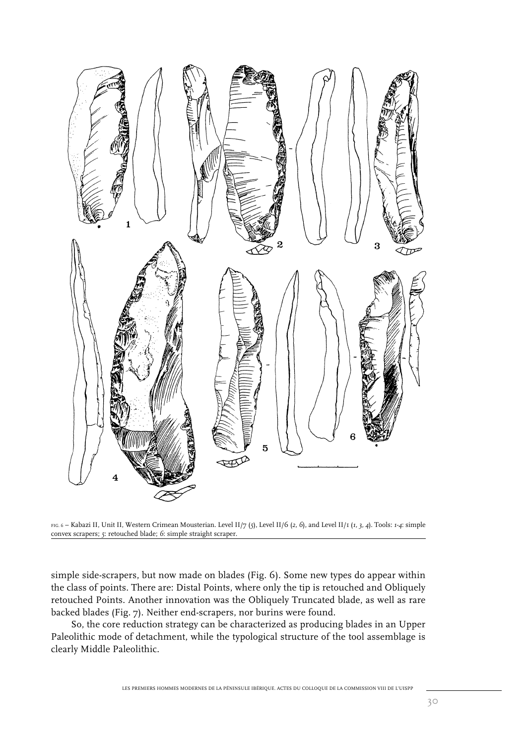FIG. 6 – Kabazi II, Unit II, Western Crimean Mousterian. Level II/7 (*5*), Level II/6 (*2, 6*), and Level II/1 (*1, 3, 4*). Tools: *1-4*: simple convex scrapers; *5*: retouched blade; *6*: simple straight scraper.

simple side-scrapers, but now made on blades (Fig. 6). Some new types do appear within the class of points. There are: Distal Points, where only the tip is retouched and Obliquely retouched Points. Another innovation was the Obliquely Truncated blade, as well as rare backed blades (Fig. 7). Neither end-scrapers, nor burins were found.

So, the core reduction strategy can be characterized as producing blades in an Upper Paleolithic mode of detachment, while the typological structure of the tool assemblage is clearly Middle Paleolithic.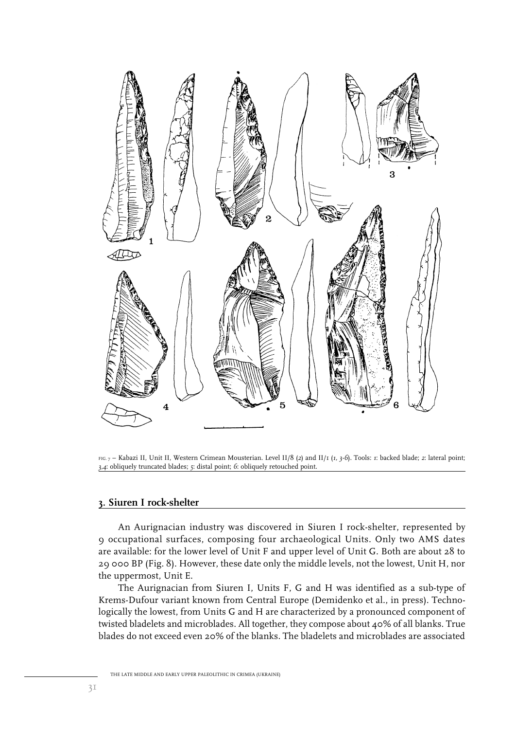FIG. 7 – Kabazi II, Unit II, Western Crimean Mousterian. Level II/8 (*2*) and II/1 (*1, 3-6*). Tools: *1*: backed blade; *2*: lateral point; *3,4*: obliquely truncated blades; *5*: distal point; *6*: obliquely retouched point.

## 3. Siuren I rock-shelter

An Aurignacian industry was discovered in Siuren I rock-shelter, represented by 9 occupational surfaces, composing four archaeological Units. Only two AMS dates are available: for the lower level of Unit F and upper level of Unit G. Both are about 28 to 29 000 BP (Fig. 8). However, these date only the middle levels, not the lowest, Unit H, nor the uppermost, Unit E.

The Aurignacian from Siuren I, Units F, G and H was identified as a sub-type of Krems-Dufour variant known from Central Europe (Demidenko et al., in press). Technologically the lowest, from Units G and H are characterized by a pronounced component of twisted bladelets and microblades. All together, they compose about 40% of all blanks. True blades do not exceed even 20% of the blanks. The bladelets and microblades are associated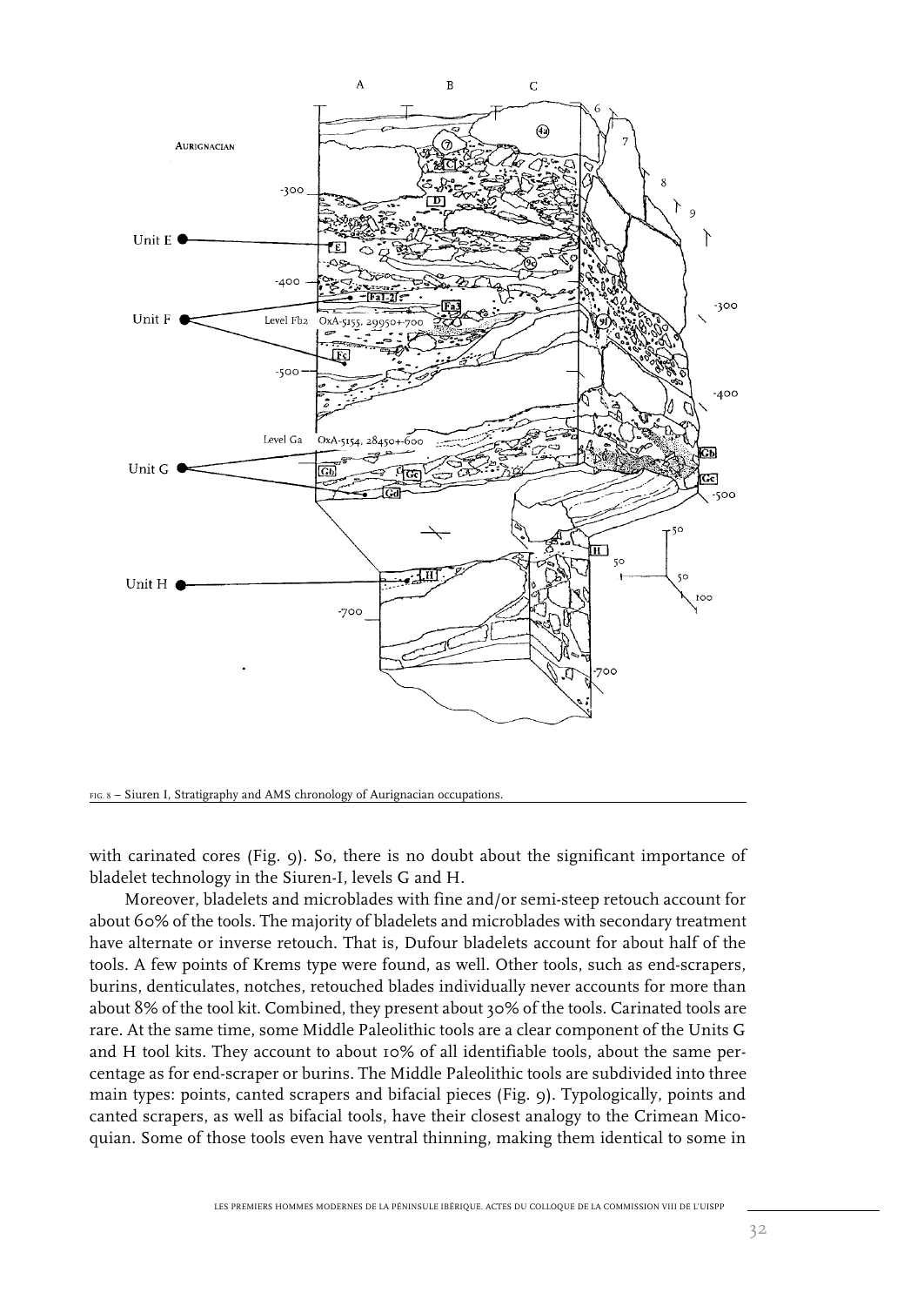FIG. 8 – Siuren I, Stratigraphy and AMS chronology of Aurignacian occupations.

with carinated cores (Fig. 9). So, there is no doubt about the significant importance of bladelet technology in the Siuren-I, levels G and H.

Moreover, bladelets and microblades with fine and/or semi-steep retouch account for about 60% of the tools. The majority of bladelets and microblades with secondary treatment have alternate or inverse retouch. That is, Dufour bladelets account for about half of the tools. A few points of Krems type were found, as well. Other tools, such as end-scrapers, burins, denticulates, notches, retouched blades individually never accounts for more than about 8% of the tool kit. Combined, they present about 30% of the tools. Carinated tools are rare. At the same time, some Middle Paleolithic tools are a clear component of the Units G and H tool kits. They account to about 10% of all identifiable tools, about the same percentage as for end-scraper or burins. The Middle Paleolithic tools are subdivided into three main types: points, canted scrapers and bifacial pieces (Fig. 9). Typologically, points and canted scrapers, as well as bifacial tools, have their closest analogy to the Crimean Micoquian. Some of those tools even have ventral thinning, making them identical to some in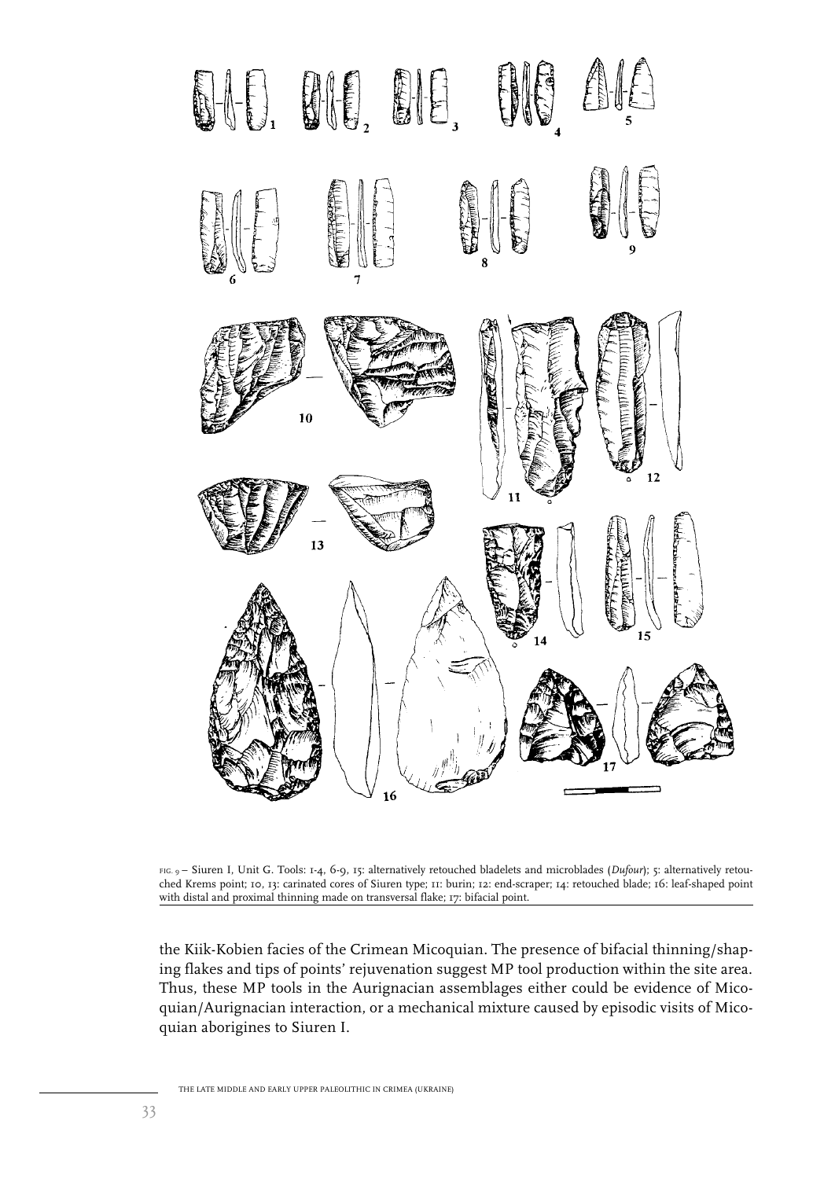FIG. 9 – Siuren I, Unit G. Tools: 1-4, 6-9, 15: alternatively retouched bladelets and microblades (*Dufour*); 5: alternatively retouched Krems point; 10, 13: carinated cores of Siuren type; 11: burin; 12: end-scraper; 14: retouched blade; 16: leaf-shaped point with distal and proximal thinning made on transversal flake; 17: bifacial point.

the Kiik-Kobien facies of the Crimean Micoquian. The presence of bifacial thinning/shaping flakes and tips of points' rejuvenation suggest MP tool production within the site area. Thus, these MP tools in the Aurignacian assemblages either could be evidence of Micoquian/Aurignacian interaction, or a mechanical mixture caused by episodic visits of Micoquian aborigines to Siuren I.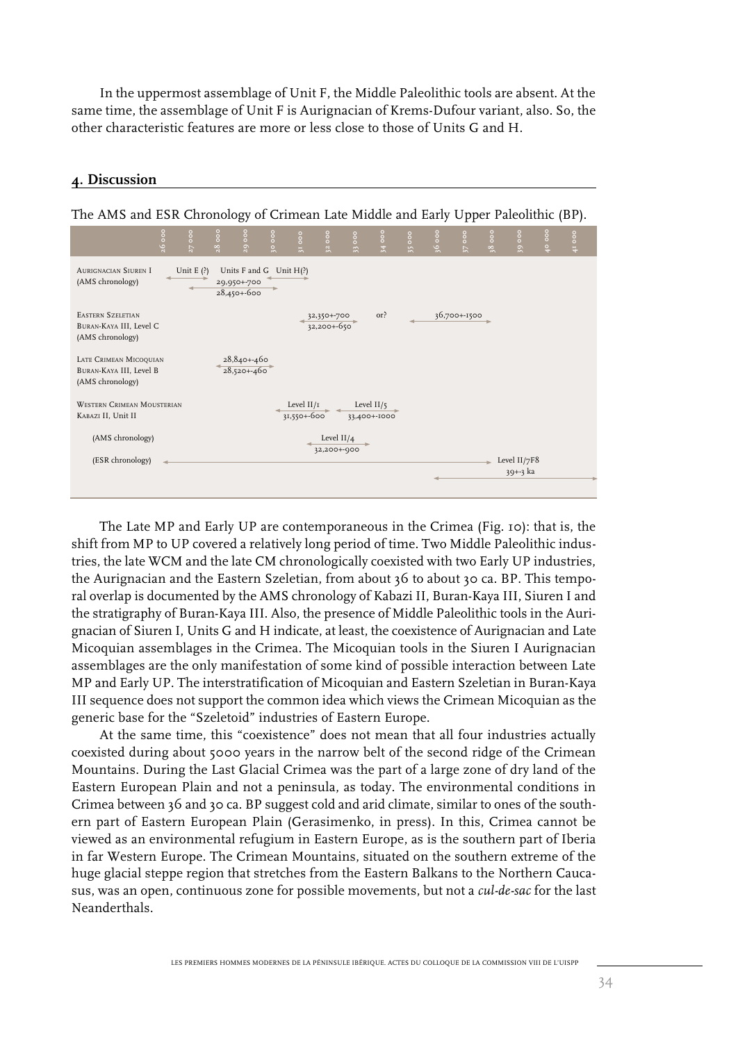In the uppermost assemblage of Unit F, the Middle Paleolithic tools are absent. At the same time, the assemblage of Unit F is Aurignacian of Krems-Dufour variant, also. So, the other characteristic features are more or less close to those of Units G and H.

## 4. Discussion

The AMS and ESR Chronology of Crimean Late Middle and Early Upper Paleolithic (BP).

| | 26 000 | 27 000 | 28 000 | 29 000 | 30 000 | 31 000 | 32 000 | 33 000 | 34 000 | 35 000 | 36 000 | 37 000 | 38 000 | 39 000 | 40 000 | 41 000 |
|---|---|---|---|---|---|---|---|---|---|---|---|---|---|---|---|---|
| AURIGNACIAN SIUREN I (AMS chronology) | Unit E (?) | | Units F and G 29,950+-700 28,450+-600 | | Unit H(?) | | | | | | | | | | | |
| EASTERN SZELETIAN BURAN-KAYA III, Level C (AMS chronology) | | | | | | | 32,350+-700 32,200+-650 | | or? | | 36,700+-1500 | | | | | |
| LATE CRIMEAN MICOQUIAN BURAN-KAYA III, Level B (AMS chronology) | | | | 28,840+-460 28,520+-460 | | | | | | | | | | | | |
| WESTERN CRIMEAN MOUSTERIAN KABAZI II, Unit II | | | | | | Level II/1 31,550+-600 | | Level II/5 33,400+-1000 | | | | | | | | |
| (AMS chronology) | | | | | | | Level II/4 32,200+-900 | | | | | | | | | |
| (ESR chronology) | | | | | | | | | | | | | | Level II/7F8 39+-3 ka | | |

The Late MP and Early UP are contemporaneous in the Crimea (Fig. 10): that is, the shift from MP to UP covered a relatively long period of time. Two Middle Paleolithic industries, the late WCM and the late CM chronologically coexisted with two Early UP industries, the Aurignacian and the Eastern Szeletian, from about 36 to about 30 ca. BP. This temporal overlap is documented by the AMS chronology of Kabazi II, Buran-Kaya III, Siuren I and the stratigraphy of Buran-Kaya III. Also, the presence of Middle Paleolithic tools in the Aurignacian of Siuren I, Units G and H indicate, at least, the coexistence of Aurignacian and Late Micoquian assemblages in the Crimea. The Micoquian tools in the Siuren I Aurignacian assemblages are the only manifestation of some kind of possible interaction between Late MP and Early UP. The interstratification of Micoquian and Eastern Szeletian in Buran-Kaya III sequence does not support the common idea which views the Crimean Micoquian as the generic base for the "Szeletoid" industries of Eastern Europe.

At the same time, this "coexistence" does not mean that all four industries actually coexisted during about 5000 years in the narrow belt of the second ridge of the Crimean Mountains. During the Last Glacial Crimea was the part of a large zone of dry land of the Eastern European Plain and not a peninsula, as today. The environmental conditions in Crimea between 36 and 30 ca. BP suggest cold and arid climate, similar to ones of the southern part of Eastern European Plain (Gerasimenko, in press). In this, Crimea cannot be viewed as an environmental refugium in Eastern Europe, as is the southern part of Iberia in far Western Europe. The Crimean Mountains, situated on the southern extreme of the huge glacial steppe region that stretches from the Eastern Balkans to the Northern Caucasus, was an open, continuous zone for possible movements, but not a *cul-de-sac* for the last Neanderthals.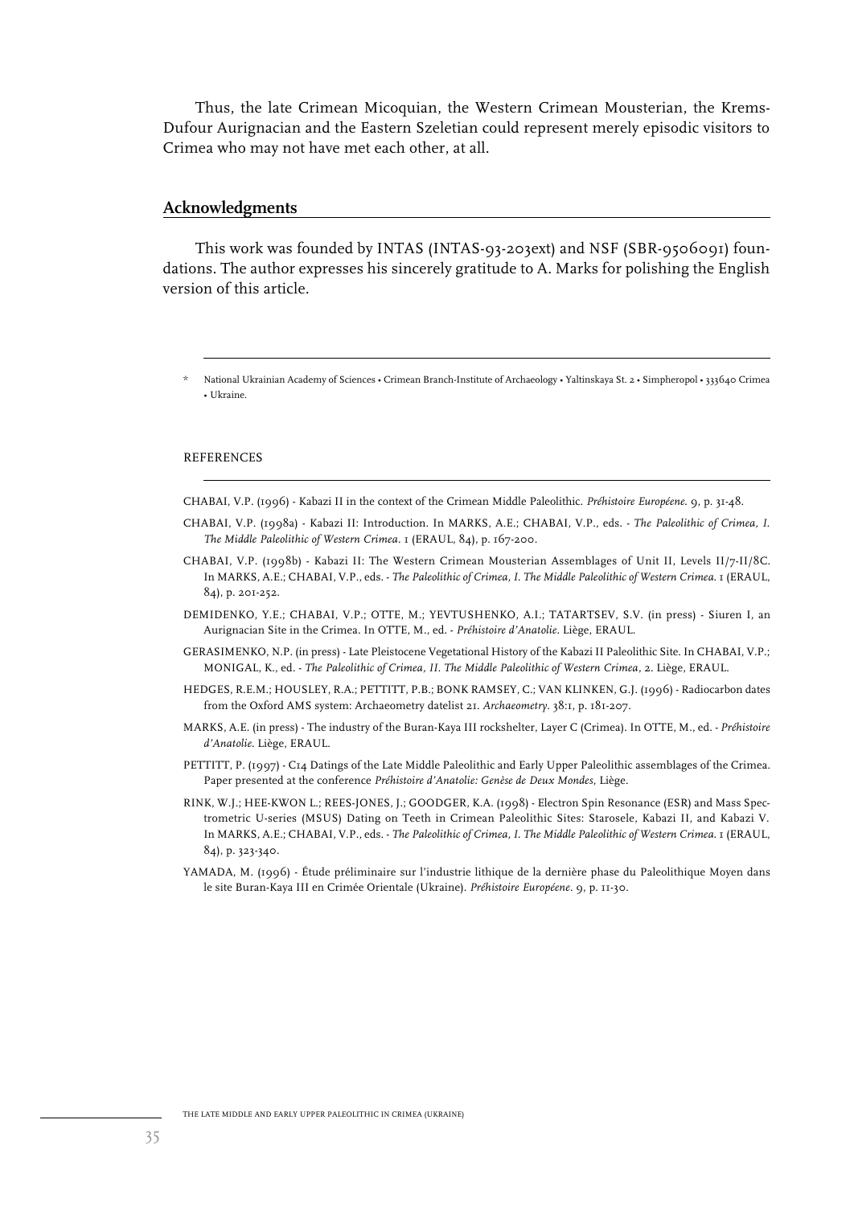Thus, the late Crimean Micoquian, the Western Crimean Mousterian, the Krems-Dufour Aurignacian and the Eastern Szeletian could represent merely episodic visitors to Crimea who may not have met each other, at all.

## Acknowledgments

This work was founded by INTAS (INTAS-93-203ext) and NSF (SBR-9506091) foundations. The author expresses his sincerely gratitude to A. Marks for polishing the English version of this article.

\* National Ukrainian Academy of Sciences • Crimean Branch-Institute of Archaeology • Yaltinskaya St. 2 • Simpheropol • 333640 Crimea • Ukraine.

## REFERENCES

CHABAI, V.P. (1996) - Kabazi II in the context of the Crimean Middle Paleolithic. *Préhistoire Européne*. 9, p. 31-48.

CHABAI, V.P. (1998a) - Kabazi II: Introduction. In MARKS, A.E.; CHABAI, V.P., eds. - *The Paleolithic of Crimea, I. The Middle Paleolithic of Western Crimea*. 1 (ERAUL, 84), p. 167-200.

CHABAI, V.P. (1998b) - Kabazi II: The Western Crimean Mousterian Assemblages of Unit II, Levels II/7-II/8C. In MARKS, A.E.; CHABAI, V.P., eds. - *The Paleolithic of Crimea, I. The Middle Paleolithic of Western Crimea*. 1 (ERAUL, 84), p. 201-252.

DEMIDENKO, Y.E.; CHABAI, V.P.; OTTE, M.; YEVTUSHENKO, A.I.; TATARTSEV, S.V. (in press) - Siuren I, an Aurignacian Site in the Crimea. In OTTE, M., ed. - *Préhistoire d'Anatolie*. Liège, ERAUL.

GERASIMENKO, N.P. (in press) - Late Pleistocene Vegetational History of the Kabazi II Paleolithic Site. In CHABAI, V.P.; MONIGAL, K., ed. - *The Paleolithic of Crimea, II. The Middle Paleolithic of Western Crimea*, 2. Liège, ERAUL.

HEDGES, R.E.M.; HOUSLEY, R.A.; PETTITT, P.B.; BONK RAMSEY, C.; VAN KLINKEN, G.J. (1996) - Radiocarbon dates from the Oxford AMS system: Archaeometry datelist 21. *Archaeometry*. 38:1, p. 181-207.

MARKS, A.E. (in press) - The industry of the Buran-Kaya III rockshelter, Layer C (Crimea). In OTTE, M., ed. - *Préhistoire d'Anatolie*. Liège, ERAUL.

PETTITT, P. (1997) - C14 Datings of the Late Middle Paleolithic and Early Upper Paleolithic assemblages of the Crimea. Paper presented at the conference *Préhistoire d'Anatolie: Genèse de Deux Mondes*, Liège.

RINK, W.J.; HEE-KWON L.; REES-JONES, J.; GOODGER, K.A. (1998) - Electron Spin Resonance (ESR) and Mass Spectrometric U-series (MSUS) Dating on Teeth in Crimean Paleolithic Sites: Starosele, Kabazi II, and Kabazi V. In MARKS, A.E.; CHABAI, V.P., eds. - *The Paleolithic of Crimea, I. The Middle Paleolithic of Western Crimea*. 1 (ERAUL, 84), p. 323-340.

YAMADA, M. (1996) - Étude préliminaire sur l'industrie lithique de la dernière phase du Paleolithique Moyen dans le site Buran-Kaya III en Crimée Orientale (Ukraine). *Préhistoire Européne*. 9, p. 11-30.